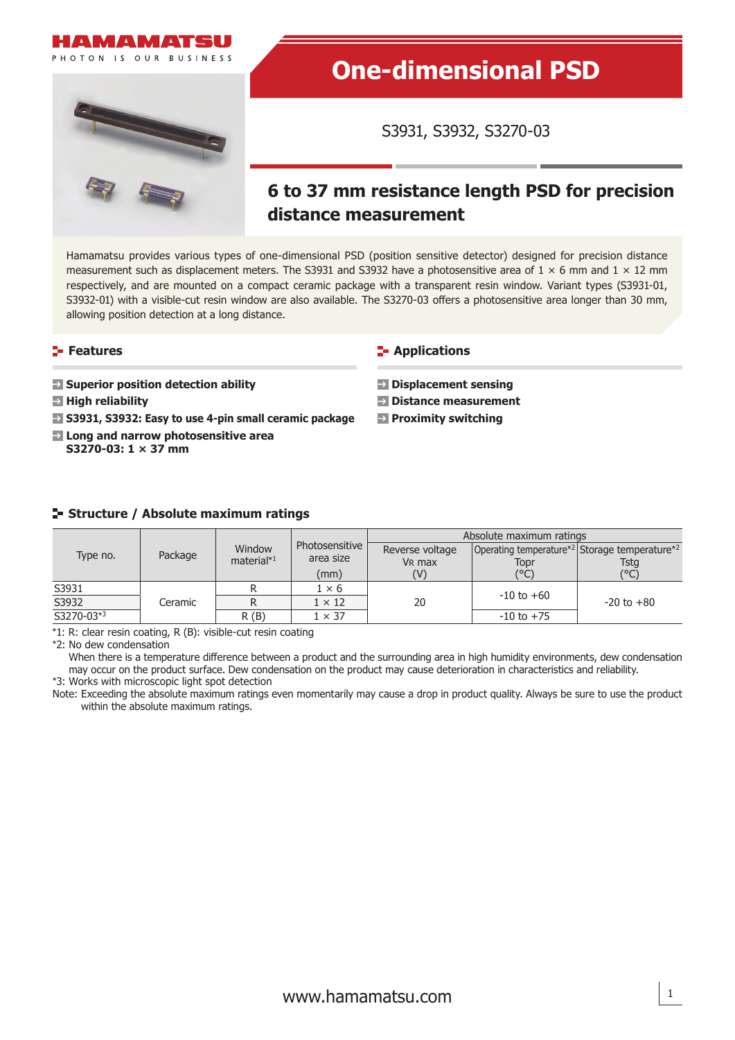HAMAMATSU

PHOTON IS OUR BUSINESS

# One-dimensional PSD

S3931, S3932, S3270-03

## 6 to 37 mm resistance length PSD for precision distance measurement

Hamamatsu provides various types of one-dimensional PSD (position sensitive detector) designed for precision distance measurement such as displacement meters. The S3931 and S3932 have a photosensitive area of 1 × 6 mm and 1 × 12 mm respectively, and are mounted on a compact ceramic package with a transparent resin window. Variant types (S3931-01, S3932-01) with a visible-cut resin window are also available. The S3270-03 offers a photosensitive area longer than 30 mm, allowing position detection at a long distance.

### Features

- **Superior position detection ability**
- **High reliability**
- **S3931, S3932: Easy to use 4-pin small ceramic package**
- **Long and narrow photosensitive area**
  **S3270-03: 1 × 37 mm**

### Applications

- **Displacement sensing**
- **Distance measurement**
- **Proximity switching**

### Structure / Absolute maximum ratings

| Type no. | Package | Window material*1 | Photosensitive area size (mm) | Absolute maximum ratings | | |
|---|---|---|---|---|---|---|
| | | | | Reverse voltage $V_R$ max (V) | Operating temperature*2 Topr (°C) | Storage temperature*2 Tstg (°C) |
| S3931 | Ceramic | R | 1 × 6 | 20 | -10 to +60 | -20 to +80 |
| S3932 | | R | 1 × 12 | | | |
| S3270-03*3 | | R (B) | 1 × 37 | | -10 to +75 | |

*1: R: clear resin coating, R (B): visible-cut resin coating

*2: No dew condensation
When there is a temperature difference between a product and the surrounding area in high humidity environments, dew condensation may occur on the product surface. Dew condensation on the product may cause deterioration in characteristics and reliability.

*3: Works with microscopic light spot detection

Note: Exceeding the absolute maximum ratings even momentarily may cause a drop in product quality. Always be sure to use the product within the absolute maximum ratings.

www.hamamatsu.com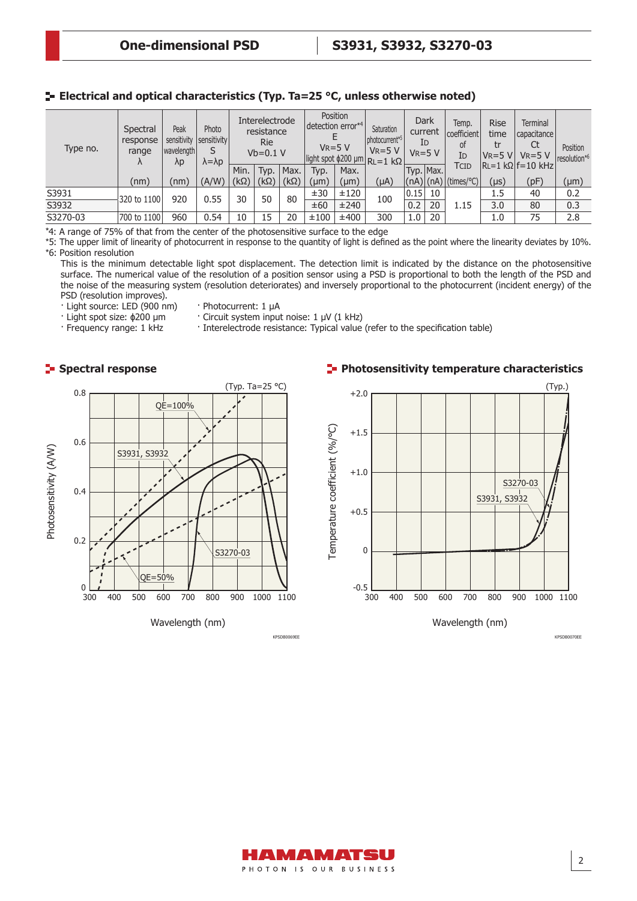## Electrical and optical characteristics (Typ. Ta=25 °C, unless noted)

| Type no. | Spectral response range λ | Peak sensitivity wavelength λp | Photo sensitivity S λ=λp | Interelectrode resistance Rie Vb=0.1 V | | | Position detection error[*4] E VR=5 V light spot ϕ200 μm | | Saturation photocurrent[*5] VR=5 V RL=1 kΩ | Dark current ID VR=5 V | | Temp. coefficient of ID TCID | Rise time tr VR=5 V RL=1 kΩ | Terminal capacitance Ct VR=5 V f=10 kHz | Position resolution[*6] |
|---|---|---|---|---|---|---|---|---|---|---|---|---|---|---|---|
| | | | | Min. | Typ. | Max. | Typ. | Max. | | Typ. | Max. | | | | |
| | (nm) | (nm) | (A/W) | (kΩ) | (kΩ) | (kΩ) | (μm) | (μm) | (μA) | (nA) | (nA) | (times/°C) | (μs) | (pF) | (μm) |
| S3931 | 320 to 1100 | 920 | 0.55 | 30 | 50 | 80 | ±30 | ±120 | 100 | 0.15 | 10 | 1.15 | 1.5 | 40 | 0.2 |
| S3932 | 320 to 1100 | 920 | 0.55 | 30 | 50 | 80 | ±60 | ±240 | 100 | 0.2 | 20 | 1.15 | 3.0 | 80 | 0.3 |
| S3270-03 | 700 to 1100 | 960 | 0.54 | 10 | 15 | 20 | ±100 | ±400 | 300 | 1.0 | 20 | 1.15 | 1.0 | 75 | 2.8 |

*4: A range of 75% of that from the center of the photosensitive surface to the edge

*5: The upper limit of linearity of photocurrent in response to the quantity of light is defined as the point where the linearity deviates by 10%.

*6: Position resolution

This is the minimum detectable light spot displacement. The detection limit is indicated by the distance on the photosensitive surface. The numerical value of the resolution of a position sensor using a PSD is proportional to both the length of the PSD and the noise of the measuring system (resolution deteriorates) and inversely proportional to the photocurrent (incident energy) of the PSD (resolution improves).

- Light source: LED (900 nm)
- Light spot size: ϕ200 μm
- Frequency range: 1 kHz
- Photocurrent: 1 μA
- Circuit system input noise: 1 μV (1 kHz)
- Interelectrode resistance: Typical value (refer to the specification table)

## Spectral response

(Typ. Ta=25 °C)

Photosensitivity (A/W) vs. Wavelength (nm); curves: QE=100%, QE=50%, S3931, S3932, S3270-03

KPSDB0069EE

## Photosensitivity temperature characteristics

(Typ.)

Temperature coefficient (%/°C) vs. Wavelength (nm); curves: S3270-03, S3931, S3932

KPSDB0070EE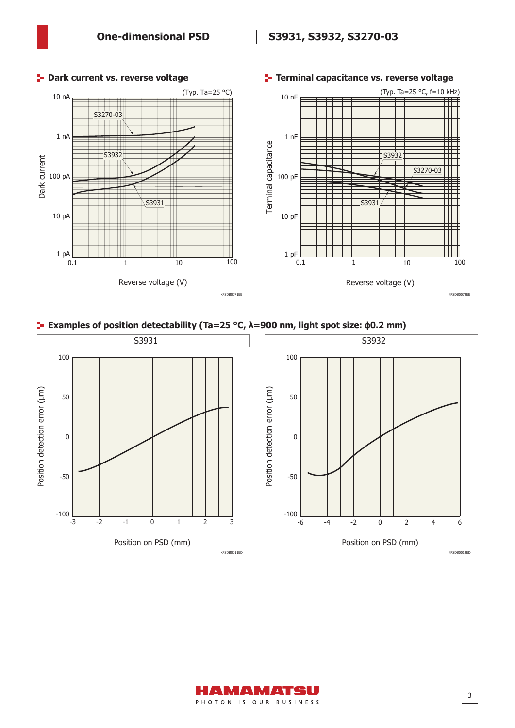## Dark current vs. reverse voltage

(Typ. Ta=25 °C)

Dark current: 1 pA, 10 pA, 100 pA, 1 nA, 10 nA

Reverse voltage (V): 0.1, 1, 10, 100

S3270-03, S3932, S3931

KPSDB0071EE

## Terminal capacitance vs. reverse voltage

(Typ. Ta=25 °C, f=10 kHz)

Terminal capacitance: 1 pF, 10 pF, 100 pF, 1 nF, 10 nF

Reverse voltage (V): 0.1, 1, 10, 100

S3932, S3270-03, S3931

KPSDB0072EE

## Examples of position detectability (Ta=25 °C, λ=900 nm, light spot size: ϕ0.2 mm)

### S3931

Position detection error (µm): -100, -50, 0, 50, 100

Position on PSD (mm): -3, -2, -1, 0, 1, 2, 3

KPSDB0011ED

### S3932

Position detection error (µm): -100, -50, 0, 50, 100

Position on PSD (mm): -6, -4, -2, 0, 2, 4, 6

KPSDB0012ED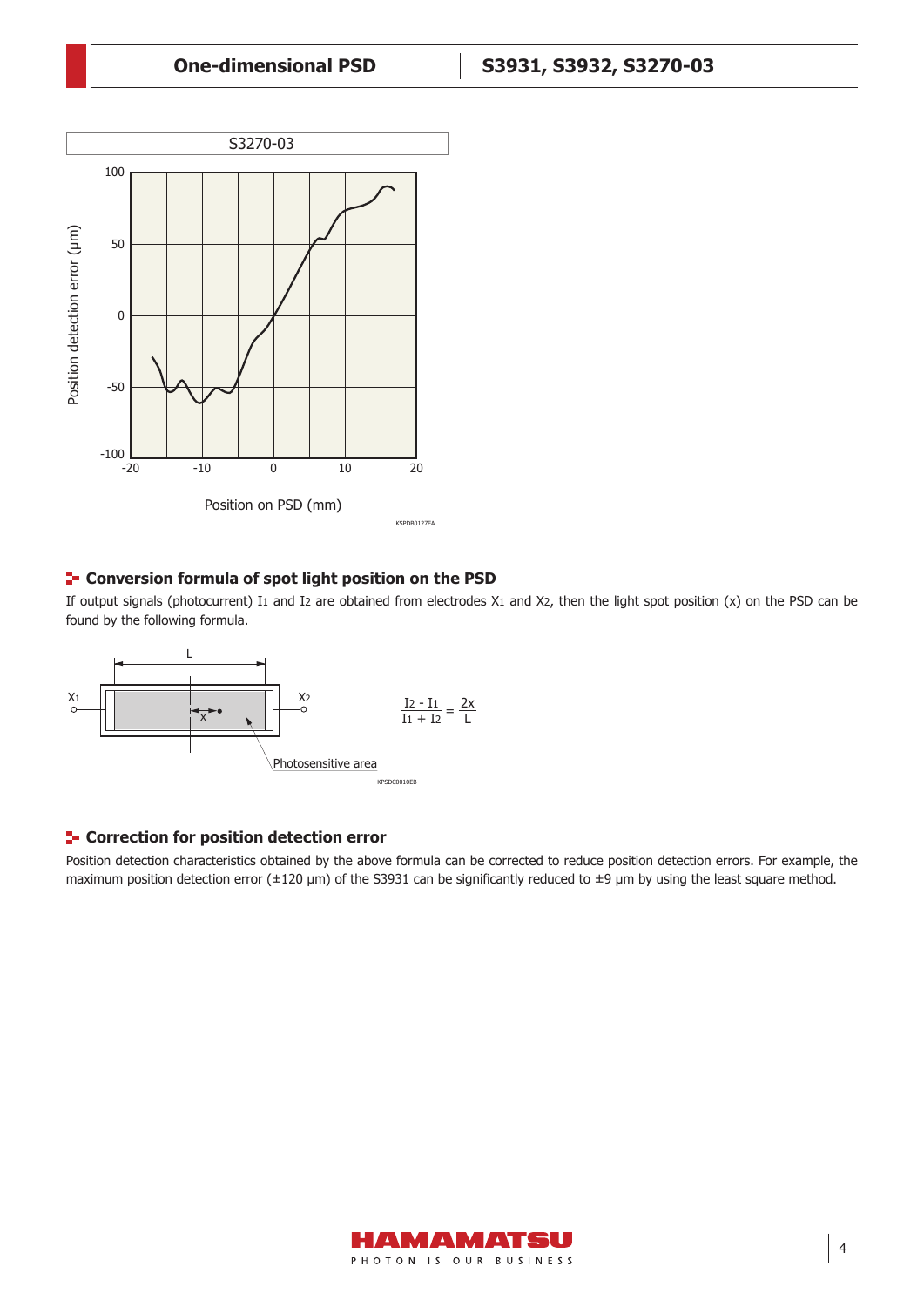S3270-03

Position on PSD (mm)

Position detection error (µm)

KSPDB0127EA

## Conversion formula of spot light position on the PSD

If output signals (photocurrent) $I_1$ and $I_2$ are obtained from electrodes $X_1$ and $X_2$, then the light spot position (x) on the PSD can be found by the following formula.

$$\frac{I_2 - I_1}{I_1 + I_2} = \frac{2x}{L}$$

KPSDC0010EB

## Correction for position detection error

Position detection characteristics obtained by the above formula can be corrected to reduce position detection errors. For example, the maximum position detection error (±120 µm) of the S3931 can be significantly reduced to ±9 µm by using the least square method.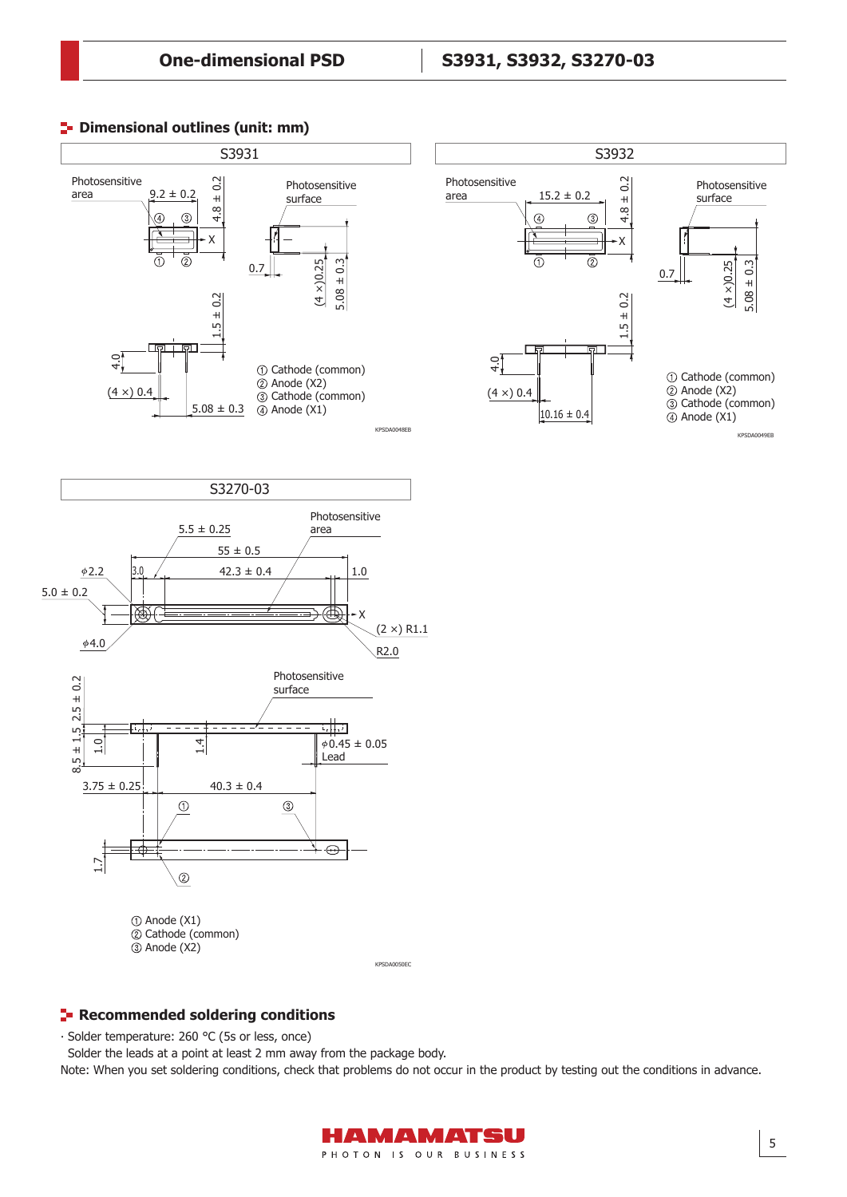## Dimensional outlines (unit: mm)

### S3931

Photosensitive area

9.2 ± 0.2

4.8 ± 0.2

Photosensitive surface

0.7

(4 ×)0.25

5.08 ± 0.3

1.5 ± 0.2

4.0

(4 ×) 0.4

5.08 ± 0.3

① Cathode (common)
② Anode (X2)
③ Cathode (common)
④ Anode (X1)

KPSDA0048EB

### S3932

Photosensitive area

15.2 ± 0.2

4.8 ± 0.2

Photosensitive surface

0.7

(4 ×)0.25

5.08 ± 0.3

1.5 ± 0.2

4.0

(4 ×) 0.4

10.16 ± 0.4

① Cathode (common)
② Anode (X2)
③ Cathode (common)
④ Anode (X1)

KPSDA0049EB

### S3270-03

5.5 ± 0.25

Photosensitive area

55 ± 0.5

ϕ2.2

3.0

42.3 ± 0.4

1.0

5.0 ± 0.2

(2 ×) R1.1

ϕ4.0

R2.0

Photosensitive surface

2.5 ± 0.2

8.5 ± 1.5

1.0

1.4

ϕ0.45 ± 0.05 Lead

3.75 ± 0.25

40.3 ± 0.4

1.7

① Anode (X1)
② Cathode (common)
③ Anode (X2)

KPSDA0050EC

## Recommended soldering conditions

· Solder temperature: 260 °C (5s or less, once)
  Solder the leads at a point at least 2 mm away from the package body.

Note: When you set soldering conditions, check that problems do not occur in the product by testing out the conditions in advance.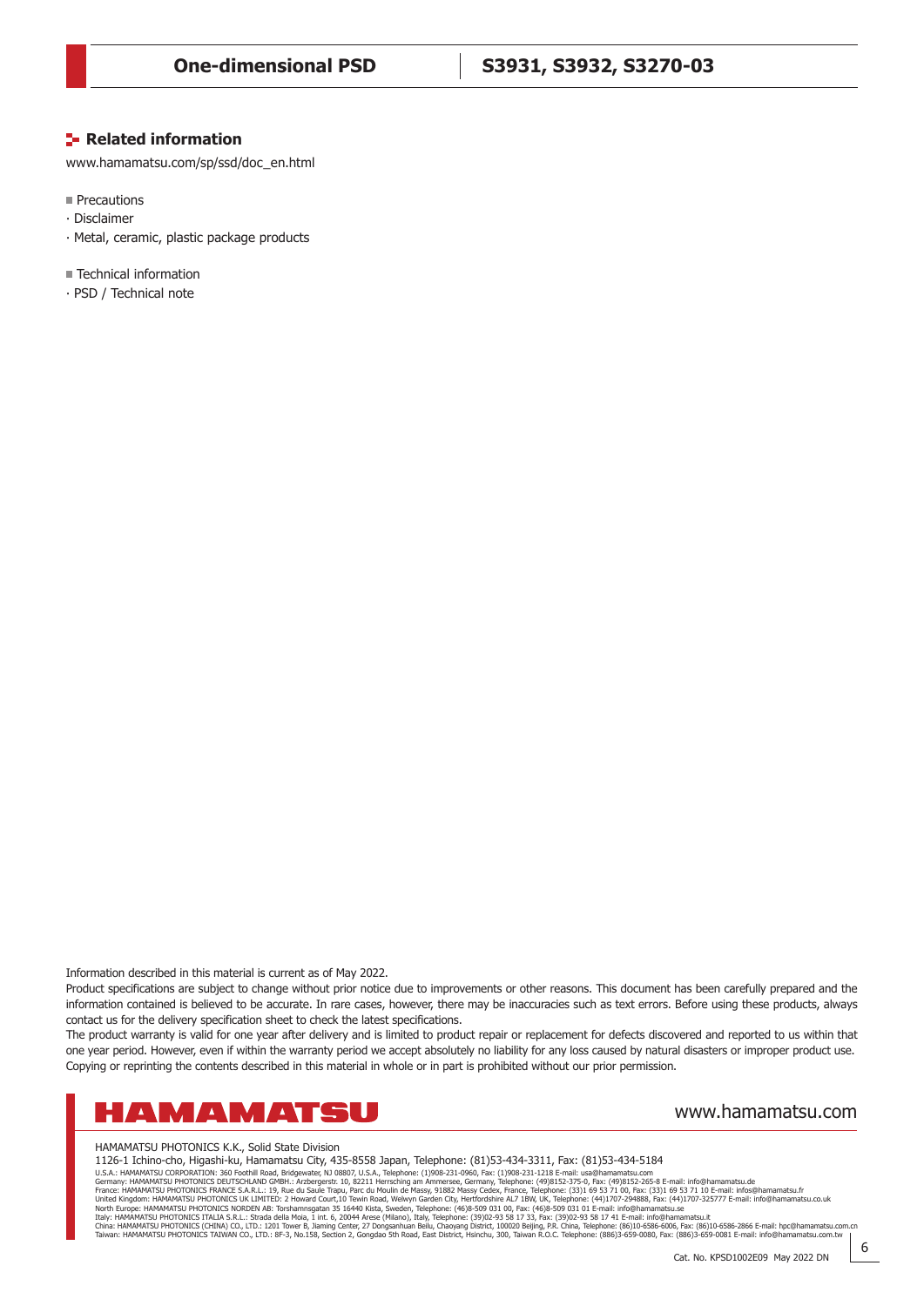## Related information

www.hamamatsu.com/sp/ssd/doc_en.html

- Precautions
  - · Disclaimer
  - · Metal, ceramic, plastic package products

- Technical information
  - · PSD / Technical note

Information described in this material is current as of May 2022.

Product specifications are subject to change without prior notice due to improvements or other reasons. This document has been carefully prepared and the information contained is believed to be accurate. In rare cases, however, there may be inaccuracies such as text errors. Before using these products, always contact us for the delivery specification sheet to check the latest specifications.

The product warranty is valid for one year after delivery and is limited to product repair or replacement for defects discovered and reported to us within that one year period. However, even if within the warranty period we accept absolutely no liability for any loss caused by natural disasters or improper product use. Copying or reprinting the contents described in this material in whole or in part is prohibited without our prior permission.

**HAMAMATSU**

www.hamamatsu.com

HAMAMATSU PHOTONICS K.K., Solid State Division

1126-1 Ichino-cho, Higashi-ku, Hamamatsu City, 435-8558 Japan, Telephone: (81)53-434-3311, Fax: (81)53-434-5184

U.S.A.: HAMAMATSU CORPORATION: 360 Foothill Road, Bridgewater, NJ 08807, U.S.A., Telephone: (1)908-231-0960, Fax: (1)908-231-1218 E-mail: usa@hamamatsu.com
Germany: HAMAMATSU PHOTONICS DEUTSCHLAND GMBH.: Arzbergerstr. 10, 82211 Herrsching am Ammersee, Germany, Telephone: (49)8152-375-0, Fax: (49)8152-265-8 E-mail: info@hamamatsu.de
France: HAMAMATSU PHOTONICS FRANCE S.A.R.L.: 19, Rue du Saule Trapu, Parc du Moulin de Massy, 91882 Massy Cedex, France, Telephone: (33)1 69 53 71 00, Fax: (33)1 69 53 71 10 E-mail: infos@hamamatsu.fr
United Kingdom: HAMAMATSU PHOTONICS UK LIMITED: 2 Howard Court,10 Tewin Road, Welwyn Garden City, Hertfordshire AL7 1BW, UK, Telephone: (44)1707-294888, Fax: (44)1707-325777 E-mail: info@hamamatsu.co.uk
North Europe: HAMAMATSU PHOTONICS NORDEN AB: Torshamnsgatan 35 16440 Kista, Sweden, Telephone: (46)8-509 031 00, Fax: (46)8-509 031 01 E-mail: info@hamamatsu.se
Italy: HAMAMATSU PHOTONICS ITALIA S.R.L.: Strada della Moia, 1 int. 6, 20044 Arese (Milano), Italy, Telephone: (39)02-93 58 17 33, Fax: (39)02-93 58 17 41 E-mail: info@hamamatsu.it
China: HAMAMATSU PHOTONICS (CHINA) CO., LTD.: 1201 Tower B, Jiaming Center, 27 Dongsanhuan Beilu, Chaoyang District, 100020 Beijing, P.R. China, Telephone: (86)10-6586-6006, Fax: (86)10-6586-2866 E-mail: hpc@hamamatsu.com.cn
Taiwan: HAMAMATSU PHOTONICS TAIWAN CO., LTD.: 8F-3, No.158, Section 2, Gongdao 5th Road, East District, Hsinchu, 300, Taiwan R.O.C. Telephone: (886)3-659-0080, Fax: (886)3-659-0081 E-mail: info@hamamatsu.com.tw

Cat. No. KPSD1002E09 May 2022 DN